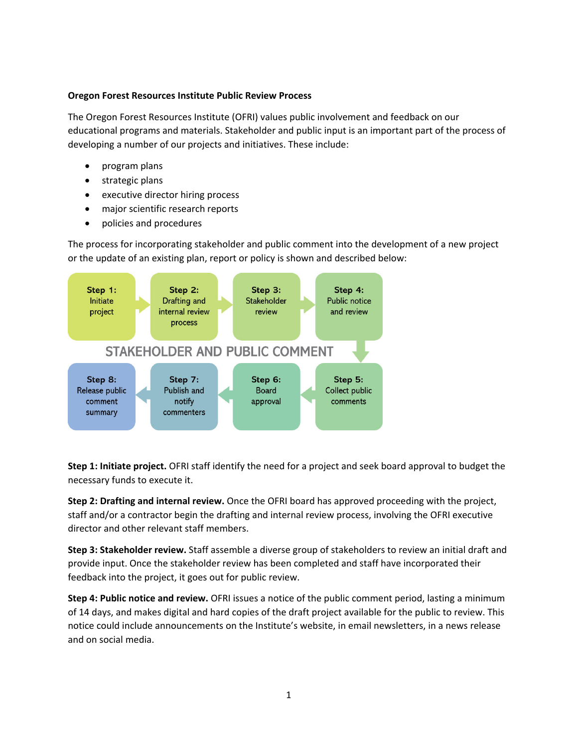**Oregon Forest Resources Institute Public Review Process**

The Oregon Forest Resources Institute (OFRI) values public involvement and feedback on our educational programs and materials. Stakeholder and public input is an important part of the process of developing a number of our projects and initiatives. These include:

- program plans
- strategic plans
- executive director hiring process
- major scientific research reports
- policies and procedures

The process for incorporating stakeholder and public comment into the development of a new project or the update of an existing plan, report or policy is shown and described below:

STAKEHOLDER AND PUBLIC COMMENT

- **Step 1:** Initiate project
- **Step 2:** Drafting and internal review process
- **Step 3:** Stakeholder review
- **Step 4:** Public notice and review
- **Step 5:** Collect public comments
- **Step 6:** Board approval
- **Step 7:** Publish and notify commenters
- **Step 8:** Release public comment summary

**Step 1: Initiate project.** OFRI staff identify the need for a project and seek board approval to budget the necessary funds to execute it.

**Step 2: Drafting and internal review.** Once the OFRI board has approved proceeding with the project, staff and/or a contractor begin the drafting and internal review process, involving the OFRI executive director and other relevant staff members.

**Step 3: Stakeholder review.** Staff assemble a diverse group of stakeholders to review an initial draft and provide input. Once the stakeholder review has been completed and staff have incorporated their feedback into the project, it goes out for public review.

**Step 4: Public notice and review.** OFRI issues a notice of the public comment period, lasting a minimum of 14 days, and makes digital and hard copies of the draft project available for the public to review. This notice could include announcements on the Institute's website, in email newsletters, in a news release and on social media.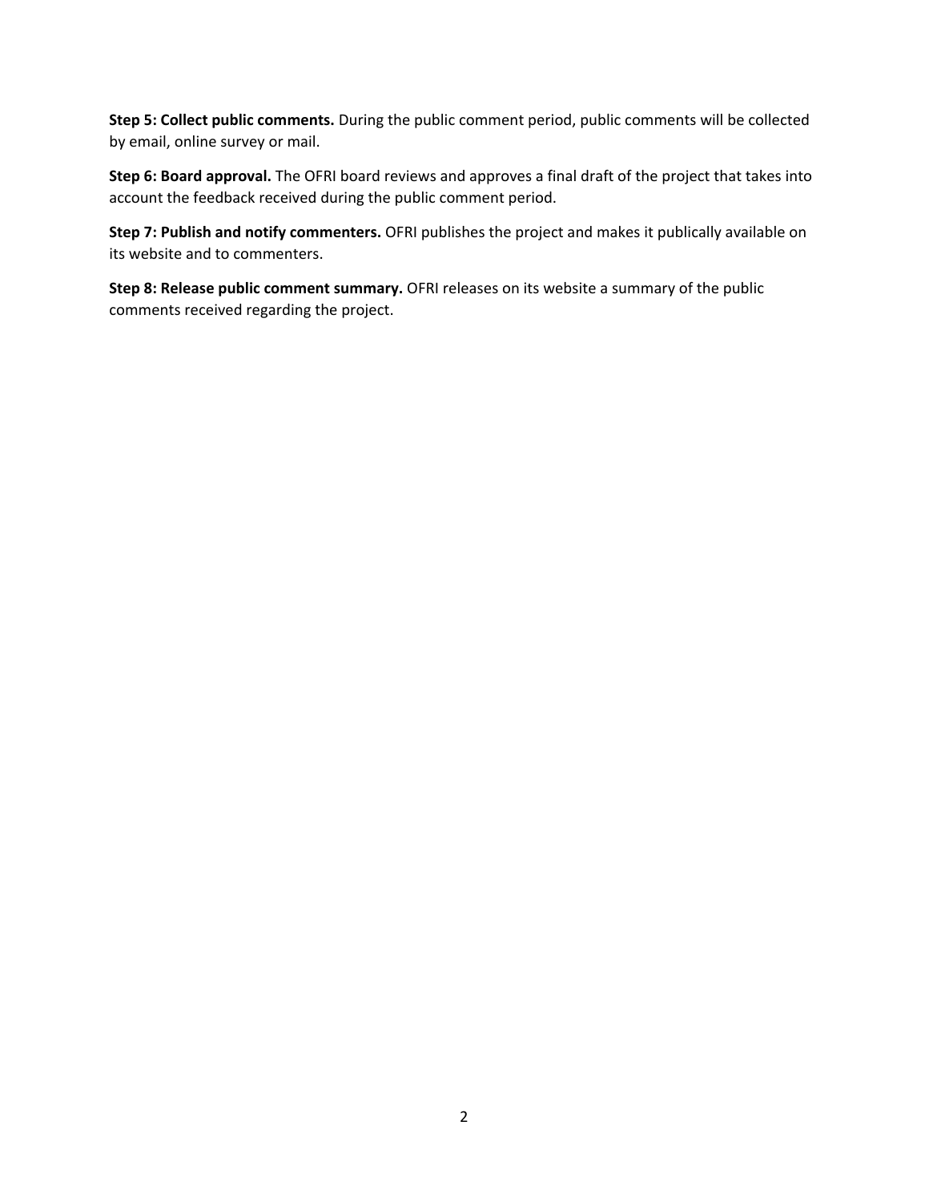**Step 5: Collect public comments.** During the public comment period, public comments will be collected by email, online survey or mail.

**Step 6: Board approval.** The OFRI board reviews and approves a final draft of the project that takes into account the feedback received during the public comment period.

**Step 7: Publish and notify commenters.** OFRI publishes the project and makes it publically available on its website and to commenters.

**Step 8: Release public comment summary.** OFRI releases on its website a summary of the public comments received regarding the project.